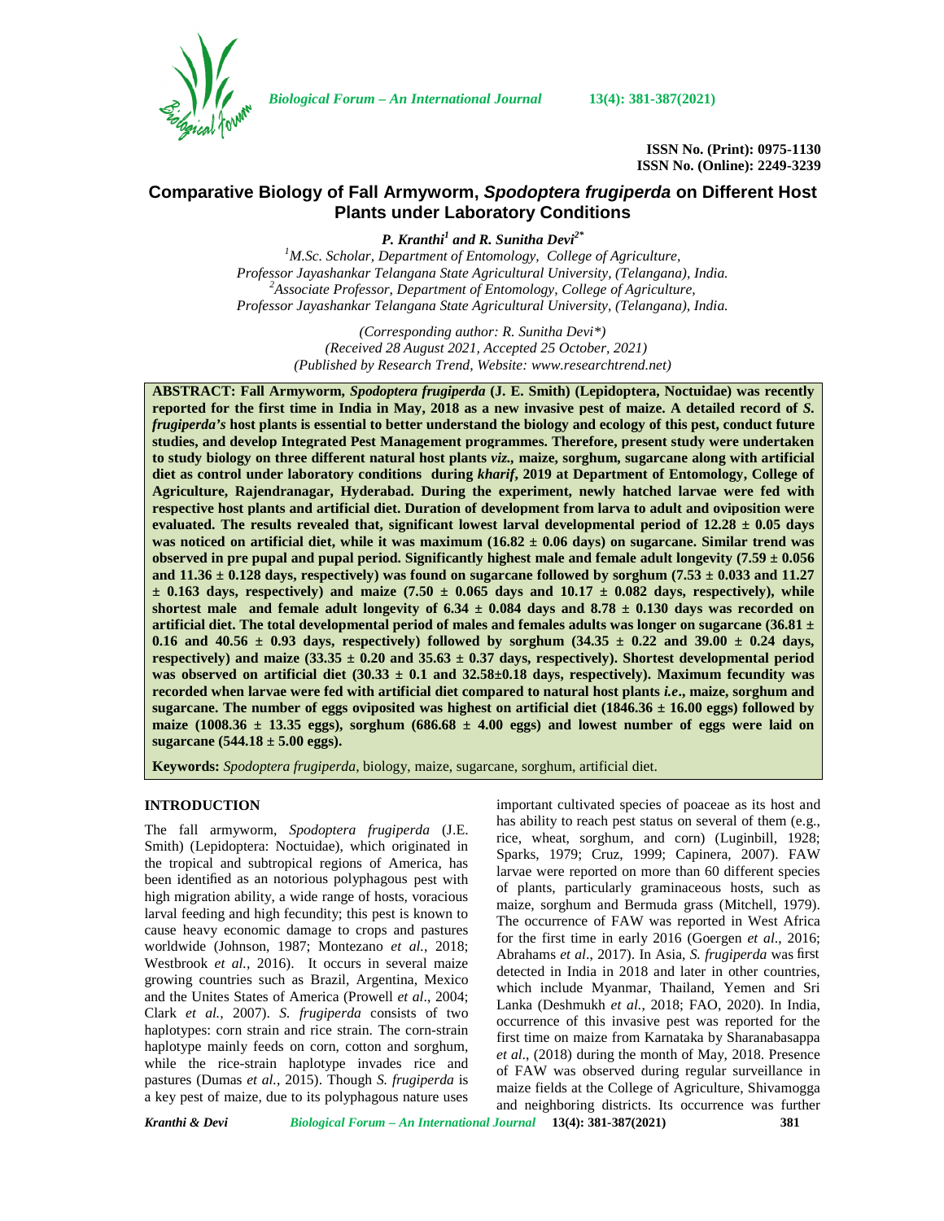ISSN No. (Print): 0975-1130
ISSN No. (Online): 2249-3239

# Comparative Biology of Fall Armyworm, *Spodoptera frugiperda* on Different Host Plants under Laboratory Conditions

***P. Kranthi[1] and R. Sunitha Devi[2*]***

[1]M.Sc. Scholar, Department of Entomology, College of Agriculture, Professor Jayashankar Telangana State Agricultural University, (Telangana), India.
[2]Associate Professor, Department of Entomology, College of Agriculture, Professor Jayashankar Telangana State Agricultural University, (Telangana), India.

*(Corresponding author: R. Sunitha Devi\*)*
*(Received 28 August 2021, Accepted 25 October, 2021)*
*(Published by Research Trend, Website: www.researchtrend.net)*

**ABSTRACT: Fall Armyworm, *Spodoptera frugiperda* (J. E. Smith) (Lepidoptera, Noctuidae) was recently reported for the first time in India in May, 2018 as a new invasive pest of maize. A detailed record of *S. frugiperda's* host plants is essential to better understand the biology and ecology of this pest, conduct future studies, and develop Integrated Pest Management programmes. Therefore, present study were undertaken to study biology on three different natural host plants *viz.*, maize, sorghum, sugarcane along with artificial diet as control under laboratory conditions during *kharif*, 2019 at Department of Entomology, College of Agriculture, Rajendranagar, Hyderabad. During the experiment, newly hatched larvae were fed with respective host plants and artificial diet. Duration of development from larva to adult and oviposition were evaluated. The results revealed that, significant lowest larval developmental period of 12.28 ± 0.05 days was noticed on artificial diet, while it was maximum (16.82 ± 0.06 days) on sugarcane. Similar trend was observed in pre pupal and pupal period. Significantly highest male and female adult longevity (7.59 ± 0.056 and 11.36 ± 0.128 days, respectively) was found on sugarcane followed by sorghum (7.53 ± 0.033 and 11.27 ± 0.163 days, respectively) and maize (7.50 ± 0.065 days and 10.17 ± 0.082 days, respectively), while shortest male and female adult longevity of 6.34 ± 0.084 days and 8.78 ± 0.130 days was recorded on artificial diet. The total developmental period of males and females adults was longer on sugarcane (36.81 ± 0.16 and 40.56 ± 0.93 days, respectively) followed by sorghum (34.35 ± 0.22 and 39.00 ± 0.24 days, respectively) and maize (33.35 ± 0.20 and 35.63 ± 0.37 days, respectively). Shortest developmental period was observed on artificial diet (30.33 ± 0.1 and 32.58±0.18 days, respectively). Maximum fecundity was recorded when larvae were fed with artificial diet compared to natural host plants *i.e*., maize, sorghum and sugarcane. The number of eggs oviposited was highest on artificial diet (1846.36 ± 16.00 eggs) followed by maize (1008.36 ± 13.35 eggs), sorghum (686.68 ± 4.00 eggs) and lowest number of eggs were laid on sugarcane (544.18 ± 5.00 eggs).**

**Keywords:** *Spodoptera frugiperda*, biology, maize, sugarcane, sorghum, artificial diet.

## INTRODUCTION

The fall armyworm, *Spodoptera frugiperda* (J.E. Smith) (Lepidoptera: Noctuidae), which originated in the tropical and subtropical regions of America, has been identified as an notorious polyphagous pest with high migration ability, a wide range of hosts, voracious larval feeding and high fecundity; this pest is known to cause heavy economic damage to crops and pastures worldwide (Johnson, 1987; Montezano *et al.*, 2018; Westbrook *et al.*, 2016). It occurs in several maize growing countries such as Brazil, Argentina, Mexico and the Unites States of America (Prowell *et al*., 2004; Clark *et al.,* 2007). *S. frugiperda* consists of two haplotypes: corn strain and rice strain. The corn-strain haplotype mainly feeds on corn, cotton and sorghum, while the rice-strain haplotype invades rice and pastures (Dumas *et al.*, 2015). Though *S. frugiperda* is a key pest of maize, due to its polyphagous nature uses important cultivated species of poaceae as its host and has ability to reach pest status on several of them (e.g., rice, wheat, sorghum, and corn) (Luginbill, 1928; Sparks, 1979; Cruz, 1999; Capinera, 2007). FAW larvae were reported on more than 60 different species of plants, particularly graminaceous hosts, such as maize, sorghum and Bermuda grass (Mitchell, 1979). The occurrence of FAW was reported in West Africa for the first time in early 2016 (Goergen *et al*., 2016; Abrahams *et al*., 2017). In Asia, *S. frugiperda* was first detected in India in 2018 and later in other countries, which include Myanmar, Thailand, Yemen and Sri Lanka (Deshmukh *et al.,* 2018; FAO, 2020). In India, occurrence of this invasive pest was reported for the first time on maize from Karnataka by Sharanabasappa *et al*., (2018) during the month of May, 2018. Presence of FAW was observed during regular surveillance in maize fields at the College of Agriculture, Shivamogga and neighboring districts. Its occurrence was further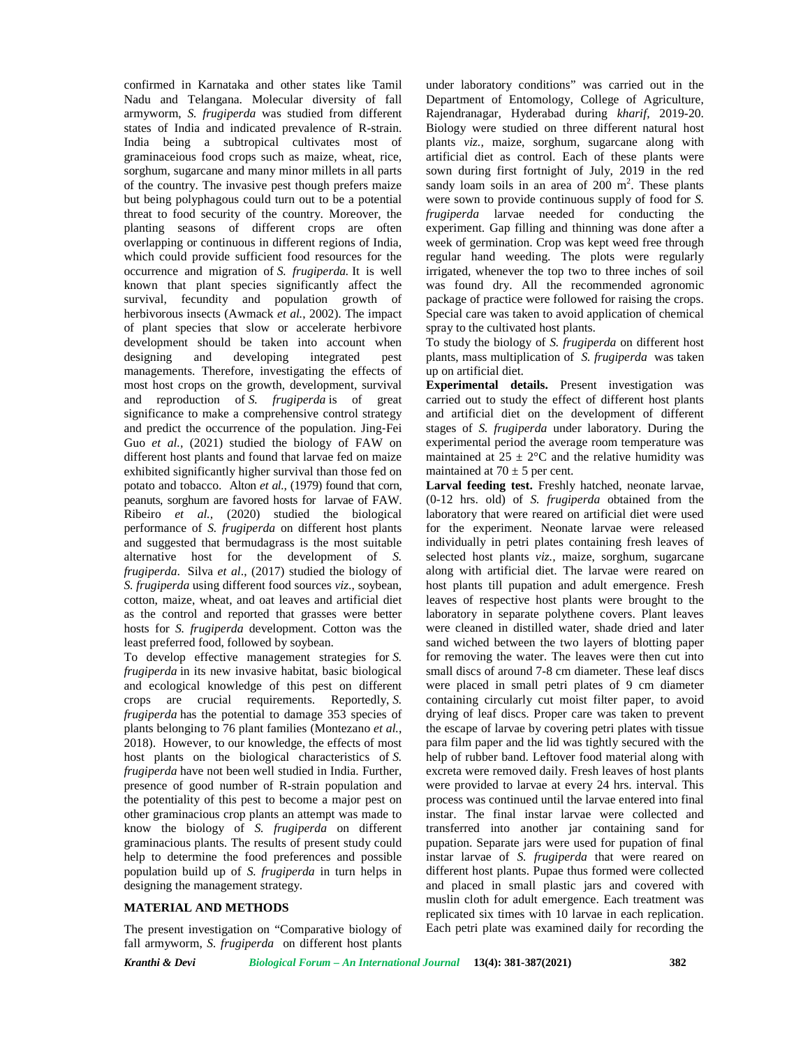confirmed in Karnataka and other states like Tamil Nadu and Telangana. Molecular diversity of fall armyworm, *S. frugiperda* was studied from different states of India and indicated prevalence of R-strain. India being a subtropical cultivates most of graminaceious food crops such as maize, wheat, rice, sorghum, sugarcane and many minor millets in all parts of the country. The invasive pest though prefers maize but being polyphagous could turn out to be a potential threat to food security of the country. Moreover, the planting seasons of different crops are often overlapping or continuous in different regions of India, which could provide sufficient food resources for the occurrence and migration of *S. frugiperda.* It is well known that plant species significantly affect the survival, fecundity and population growth of herbivorous insects (Awmack *et al.*, 2002). The impact of plant species that slow or accelerate herbivore development should be taken into account when designing and developing integrated pest managements. Therefore, investigating the effects of most host crops on the growth, development, survival and reproduction of *S. frugiperda* is of great significance to make a comprehensive control strategy and predict the occurrence of the population. Jing-Fei Guo *et al.,* (2021) studied the biology of FAW on different host plants and found that larvae fed on maize exhibited significantly higher survival than those fed on potato and tobacco. Alton *et al.,* (1979) found that corn, peanuts, sorghum are favored hosts for larvae of FAW. Ribeiro *et al.,* (2020) studied the biological performance of *S. frugiperda* on different host plants and suggested that bermudagrass is the most suitable alternative host for the development of *S. frugiperda*. Silva *et al*., (2017) studied the biology of *S. frugiperda* using different food sources *viz*., soybean, cotton, maize, wheat, and oat leaves and artificial diet as the control and reported that grasses were better hosts for *S. frugiperda* development. Cotton was the least preferred food, followed by soybean.

To develop effective management strategies for *S. frugiperda* in its new invasive habitat, basic biological and ecological knowledge of this pest on different crops are crucial requirements. Reportedly, *S. frugiperda* has the potential to damage 353 species of plants belonging to 76 plant families (Montezano *et al.*, 2018). However, to our knowledge, the effects of most host plants on the biological characteristics of *S. frugiperda* have not been well studied in India. Further, presence of good number of R-strain population and the potentiality of this pest to become a major pest on other graminacious crop plants an attempt was made to know the biology of *S. frugiperda* on different graminacious plants. The results of present study could help to determine the food preferences and possible population build up of *S. frugiperda* in turn helps in designing the management strategy.

## MATERIAL AND METHODS

The present investigation on "Comparative biology of fall armyworm, *S. frugiperda* on different host plants under laboratory conditions" was carried out in the Department of Entomology, College of Agriculture, Rajendranagar, Hyderabad during *kharif*, 2019-20. Biology were studied on three different natural host plants *viz.,* maize, sorghum, sugarcane along with artificial diet as control. Each of these plants were sown during first fortnight of July, 2019 in the red sandy loam soils in an area of 200 $m^2$. These plants were sown to provide continuous supply of food for *S. frugiperda* larvae needed for conducting the experiment. Gap filling and thinning was done after a week of germination. Crop was kept weed free through regular hand weeding. The plots were regularly irrigated, whenever the top two to three inches of soil was found dry. All the recommended agronomic package of practice were followed for raising the crops. Special care was taken to avoid application of chemical spray to the cultivated host plants.

To study the biology of *S. frugiperda* on different host plants, mass multiplication of *S. frugiperda* was taken up on artificial diet.

**Experimental details.** Present investigation was carried out to study the effect of different host plants and artificial diet on the development of different stages of *S. frugiperda* under laboratory. During the experimental period the average room temperature was maintained at $25 \pm 2$°C and the relative humidity was maintained at $70 \pm 5$ per cent.

**Larval feeding test.** Freshly hatched, neonate larvae, (0-12 hrs. old) of *S. frugiperda* obtained from the laboratory that were reared on artificial diet were used for the experiment. Neonate larvae were released individually in petri plates containing fresh leaves of selected host plants *viz.,* maize, sorghum, sugarcane along with artificial diet. The larvae were reared on host plants till pupation and adult emergence. Fresh leaves of respective host plants were brought to the laboratory in separate polythene covers. Plant leaves were cleaned in distilled water, shade dried and later sand wiched between the two layers of blotting paper for removing the water. The leaves were then cut into small discs of around 7-8 cm diameter. These leaf discs were placed in small petri plates of 9 cm diameter containing circularly cut moist filter paper, to avoid drying of leaf discs. Proper care was taken to prevent the escape of larvae by covering petri plates with tissue para film paper and the lid was tightly secured with the help of rubber band. Leftover food material along with excreta were removed daily. Fresh leaves of host plants were provided to larvae at every 24 hrs. interval. This process was continued until the larvae entered into final instar. The final instar larvae were collected and transferred into another jar containing sand for pupation. Separate jars were used for pupation of final instar larvae of *S. frugiperda* that were reared on different host plants. Pupae thus formed were collected and placed in small plastic jars and covered with muslin cloth for adult emergence. Each treatment was replicated six times with 10 larvae in each replication. Each petri plate was examined daily for recording the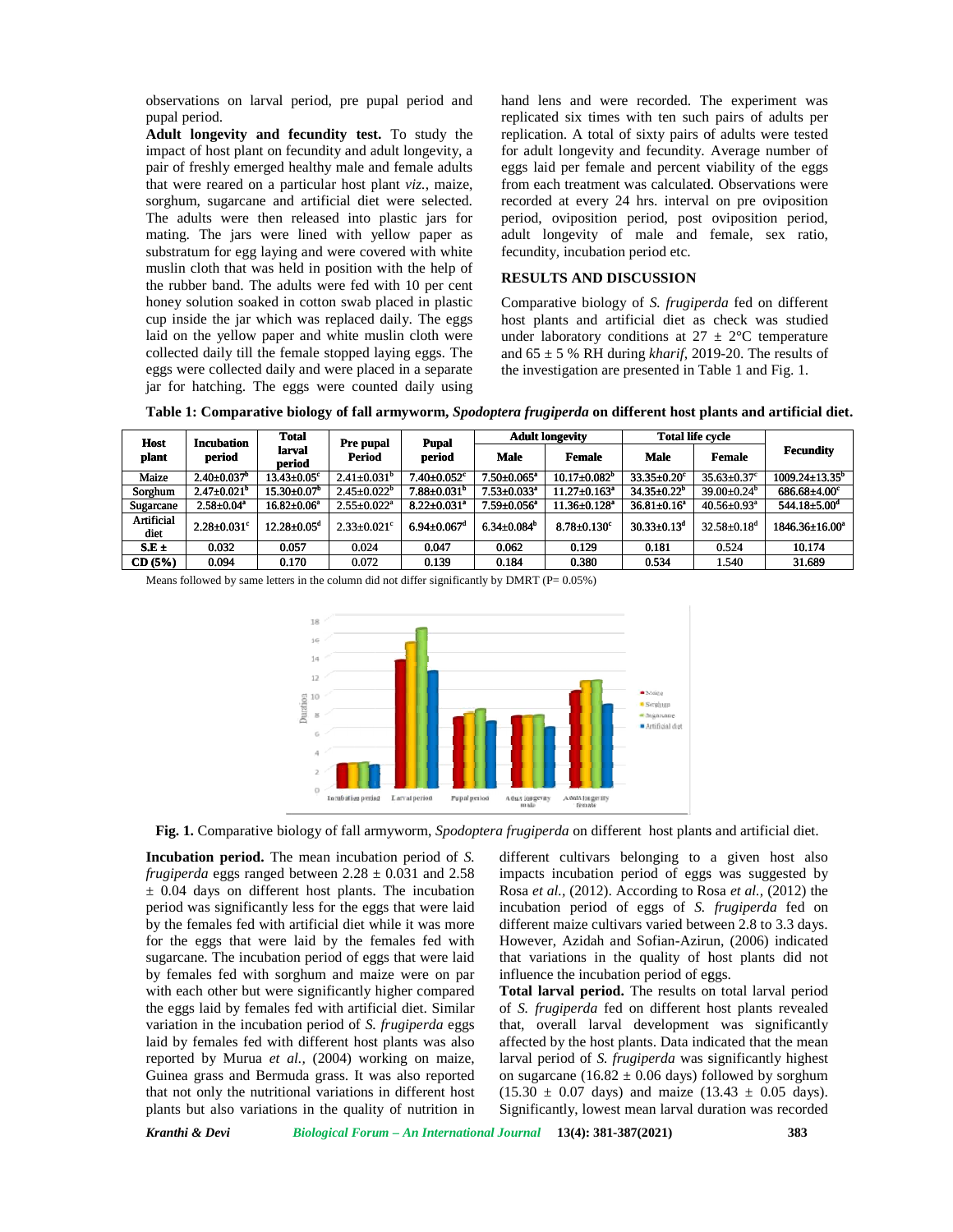observations on larval period, pre pupal period and pupal period.

**Adult longevity and fecundity test.** To study the impact of host plant on fecundity and adult longevity, a pair of freshly emerged healthy male and female adults that were reared on a particular host plant *viz.*, maize, sorghum, sugarcane and artificial diet were selected. The adults were then released into plastic jars for mating. The jars were lined with yellow paper as substratum for egg laying and were covered with white muslin cloth that was held in position with the help of the rubber band. The adults were fed with 10 per cent honey solution soaked in cotton swab placed in plastic cup inside the jar which was replaced daily. The eggs laid on the yellow paper and white muslin cloth were collected daily till the female stopped laying eggs. The eggs were collected daily and were placed in a separate jar for hatching. The eggs were counted daily using hand lens and were recorded. The experiment was replicated six times with ten such pairs of adults per replication. A total of sixty pairs of adults were tested for adult longevity and fecundity. Average number of eggs laid per female and percent viability of the eggs from each treatment was calculated. Observations were recorded at every 24 hrs. interval on pre oviposition period, oviposition period, post oviposition period, adult longevity of male and female, sex ratio, fecundity, incubation period etc.

## RESULTS AND DISCUSSION

Comparative biology of *S. frugiperda* fed on different host plants and artificial diet as check was studied under laboratory conditions at 27 ± 2°C temperature and 65 ± 5 % RH during *kharif*, 2019-20. The results of the investigation are presented in Table 1 and Fig. 1.

**Table 1: Comparative biology of fall armyworm, *Spodoptera frugiperda* on different host plants and artificial diet.**

| Host plant | Incubation period | Total larval period | Pre pupal Period | Pupal period | Adult longevity | | Total life cycle | | Fecundity |
|---|---|---|---|---|---|---|---|---|---|
| | | | | | Male | Female | Male | Female | |
| Maize | 2.40±0.037[b] | 13.43±0.05[c] | 2.41±0.031[b] | 7.40±0.052[c] | 7.50±0.065[a] | 10.17±0.082[b] | 33.35±0.20[c] | 35.63±0.37[c] | 1009.24±13.35[b] |
| Sorghum | 2.47±0.021[b] | 15.30±0.07[b] | 2.45±0.022[b] | 7.88±0.031[b] | 7.53±0.033[a] | 11.27±0.163[a] | 34.35±0.22[b] | 39.00±0.24[b] | 686.68±4.00[c] |
| Sugarcane | 2.58±0.04[a] | 16.82±0.06[a] | 2.55±0.022[a] | 8.22±0.031[a] | 7.59±0.056[a] | 11.36±0.128[a] | 36.81±0.16[a] | 40.56±0.93[a] | 544.18±5.00[d] |
| Artificial diet | 2.28±0.031[c] | 12.28±0.05[d] | 2.33±0.021[c] | 6.94±0.067[d] | 6.34±0.084[b] | 8.78±0.130[c] | 30.33±0.13[d] | 32.58±0.18[d] | 1846.36±16.00[a] |
| S.E ± | 0.032 | 0.057 | 0.024 | 0.047 | 0.062 | 0.129 | 0.181 | 0.524 | 10.174 |
| CD (5%) | 0.094 | 0.170 | 0.072 | 0.139 | 0.184 | 0.380 | 0.534 | 1.540 | 31.689 |

Means followed by same letters in the column did not differ significantly by DMRT (P= 0.05%)

**Fig. 1.** Comparative biology of fall armyworm, *Spodoptera frugiperda* on different host plants and artificial diet.

**Incubation period.** The mean incubation period of *S. frugiperda* eggs ranged between 2.28 ± 0.031 and 2.58 ± 0.04 days on different host plants. The incubation period was significantly less for the eggs that were laid by the females fed with artificial diet while it was more for the eggs that were laid by the females fed with sugarcane. The incubation period of eggs that were laid by females fed with sorghum and maize were on par with each other but were significantly higher compared the eggs laid by females fed with artificial diet. Similar variation in the incubation period of *S. frugiperda* eggs laid by females fed with different host plants was also reported by Murua *et al.,* (2004) working on maize, Guinea grass and Bermuda grass. It was also reported that not only the nutritional variations in different host plants but also variations in the quality of nutrition in different cultivars belonging to a given host also impacts incubation period of eggs was suggested by Rosa *et al.,* (2012). According to Rosa *et al.,* (2012) the incubation period of eggs of *S. frugiperda* fed on different maize cultivars varied between 2.8 to 3.3 days. However, Azidah and Sofian-Azirun, (2006) indicated that variations in the quality of host plants did not influence the incubation period of eggs.

**Total larval period.** The results on total larval period of *S. frugiperda* fed on different host plants revealed that, overall larval development was significantly affected by the host plants. Data indicated that the mean larval period of *S. frugiperda* was significantly highest on sugarcane (16.82 ± 0.06 days) followed by sorghum (15.30 ± 0.07 days) and maize (13.43 ± 0.05 days). Significantly, lowest mean larval duration was recorded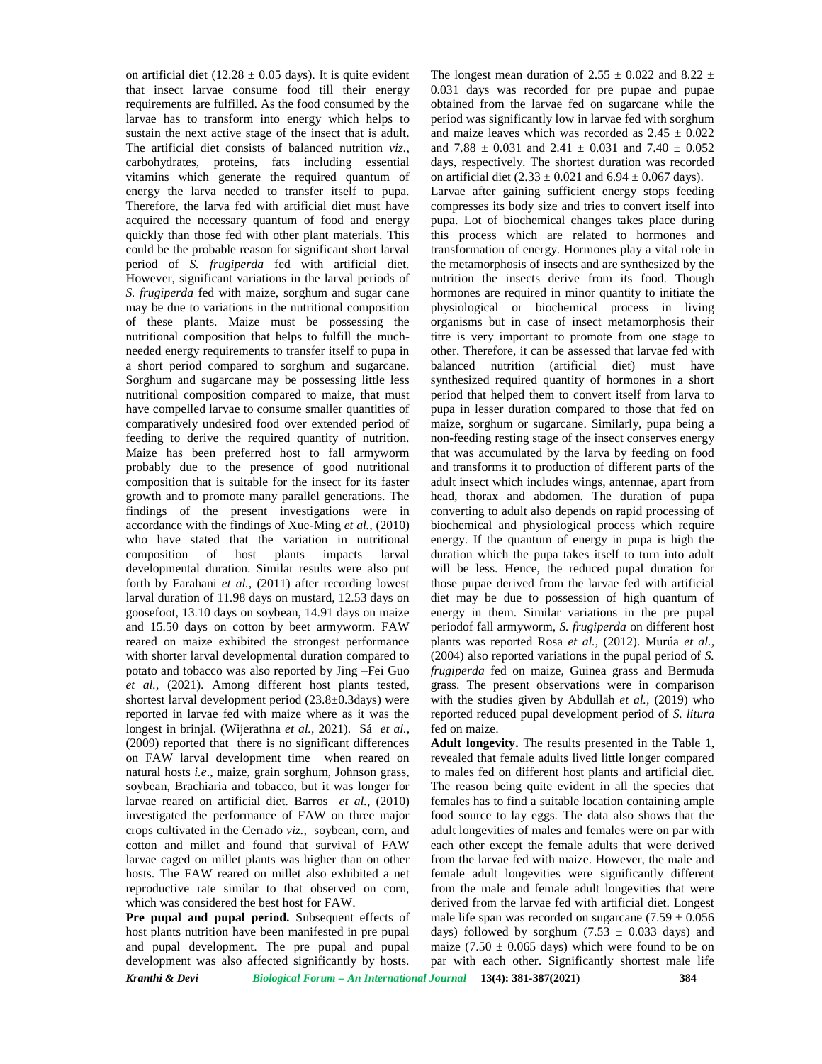on artificial diet (12.28 ± 0.05 days). It is quite evident that insect larvae consume food till their energy requirements are fulfilled. As the food consumed by the larvae has to transform into energy which helps to sustain the next active stage of the insect that is adult. The artificial diet consists of balanced nutrition *viz.,* carbohydrates, proteins, fats including essential vitamins which generate the required quantum of energy the larva needed to transfer itself to pupa. Therefore, the larva fed with artificial diet must have acquired the necessary quantum of food and energy quickly than those fed with other plant materials. This could be the probable reason for significant short larval period of *S. frugiperda* fed with artificial diet. However, significant variations in the larval periods of *S. frugiperda* fed with maize, sorghum and sugar cane may be due to variations in the nutritional composition of these plants. Maize must be possessing the nutritional composition that helps to fulfill the much-needed energy requirements to transfer itself to pupa in a short period compared to sorghum and sugarcane. Sorghum and sugarcane may be possessing little less nutritional composition compared to maize, that must have compelled larvae to consume smaller quantities of comparatively undesired food over extended period of feeding to derive the required quantity of nutrition. Maize has been preferred host to fall armyworm probably due to the presence of good nutritional composition that is suitable for the insect for its faster growth and to promote many parallel generations. The findings of the present investigations were in accordance with the findings of Xue-Ming *et al.,* (2010) who have stated that the variation in nutritional composition of host plants impacts larval developmental duration. Similar results were also put forth by Farahani *et al.,* (2011) after recording lowest larval duration of 11.98 days on mustard, 12.53 days on goosefoot, 13.10 days on soybean, 14.91 days on maize and 15.50 days on cotton by beet armyworm. FAW reared on maize exhibited the strongest performance with shorter larval developmental duration compared to potato and tobacco was also reported by Jing –Fei Guo *et al.,* (2021). Among different host plants tested, shortest larval development period (23.8±0.3days) were reported in larvae fed with maize where as it was the longest in brinjal. (Wijerathna *et al.,* 2021). Sá *et al.,* (2009) reported that there is no significant differences on FAW larval development time when reared on natural hosts *i.e*., maize, grain sorghum, Johnson grass, soybean, Brachiaria and tobacco, but it was longer for larvae reared on artificial diet. Barros *et al.,* (2010) investigated the performance of FAW on three major crops cultivated in the Cerrado *viz.,* soybean, corn, and cotton and millet and found that survival of FAW larvae caged on millet plants was higher than on other hosts. The FAW reared on millet also exhibited a net reproductive rate similar to that observed on corn, which was considered the best host for FAW.

**Pre pupal and pupal period.** Subsequent effects of host plants nutrition have been manifested in pre pupal and pupal development. The pre pupal and pupal development was also affected significantly by hosts. The longest mean duration of 2.55 ± 0.022 and 8.22 ± 0.031 days was recorded for pre pupae and pupae obtained from the larvae fed on sugarcane while the period was significantly low in larvae fed with sorghum and maize leaves which was recorded as 2.45 ± 0.022 and 7.88 ± 0.031 and 2.41 ± 0.031 and 7.40 ± 0.052 days, respectively. The shortest duration was recorded on artificial diet (2.33 ± 0.021 and 6.94 ± 0.067 days). Larvae after gaining sufficient energy stops feeding compresses its body size and tries to convert itself into pupa. Lot of biochemical changes takes place during this process which are related to hormones and transformation of energy. Hormones play a vital role in the metamorphosis of insects and are synthesized by the nutrition the insects derive from its food. Though hormones are required in minor quantity to initiate the physiological or biochemical process in living organisms but in case of insect metamorphosis their titre is very important to promote from one stage to other. Therefore, it can be assessed that larvae fed with balanced nutrition (artificial diet) must have synthesized required quantity of hormones in a short period that helped them to convert itself from larva to pupa in lesser duration compared to those that fed on maize, sorghum or sugarcane. Similarly, pupa being a non-feeding resting stage of the insect conserves energy that was accumulated by the larva by feeding on food and transforms it to production of different parts of the adult insect which includes wings, antennae, apart from head, thorax and abdomen. The duration of pupa converting to adult also depends on rapid processing of biochemical and physiological process which require energy. If the quantum of energy in pupa is high the duration which the pupa takes itself to turn into adult will be less. Hence, the reduced pupal duration for those pupae derived from the larvae fed with artificial diet may be due to possession of high quantum of energy in them. Similar variations in the pre pupal periodof fall armyworm, *S. frugiperda* on different host plants was reported Rosa *et al.,* (2012). Murúa *et al.,* (2004) also reported variations in the pupal period of *S. frugiperda* fed on maize, Guinea grass and Bermuda grass. The present observations were in comparison with the studies given by Abdullah *et al.,* (2019) who reported reduced pupal development period of *S. litura* fed on maize.

**Adult longevity.** The results presented in the Table 1, revealed that female adults lived little longer compared to males fed on different host plants and artificial diet. The reason being quite evident in all the species that females has to find a suitable location containing ample food source to lay eggs. The data also shows that the adult longevities of males and females were on par with each other except the female adults that were derived from the larvae fed with maize. However, the male and female adult longevities were significantly different from the male and female adult longevities that were derived from the larvae fed with artificial diet. Longest male life span was recorded on sugarcane (7.59 ± 0.056 days) followed by sorghum (7.53 ± 0.033 days) and maize (7.50 ± 0.065 days) which were found to be on par with each other. Significantly shortest male life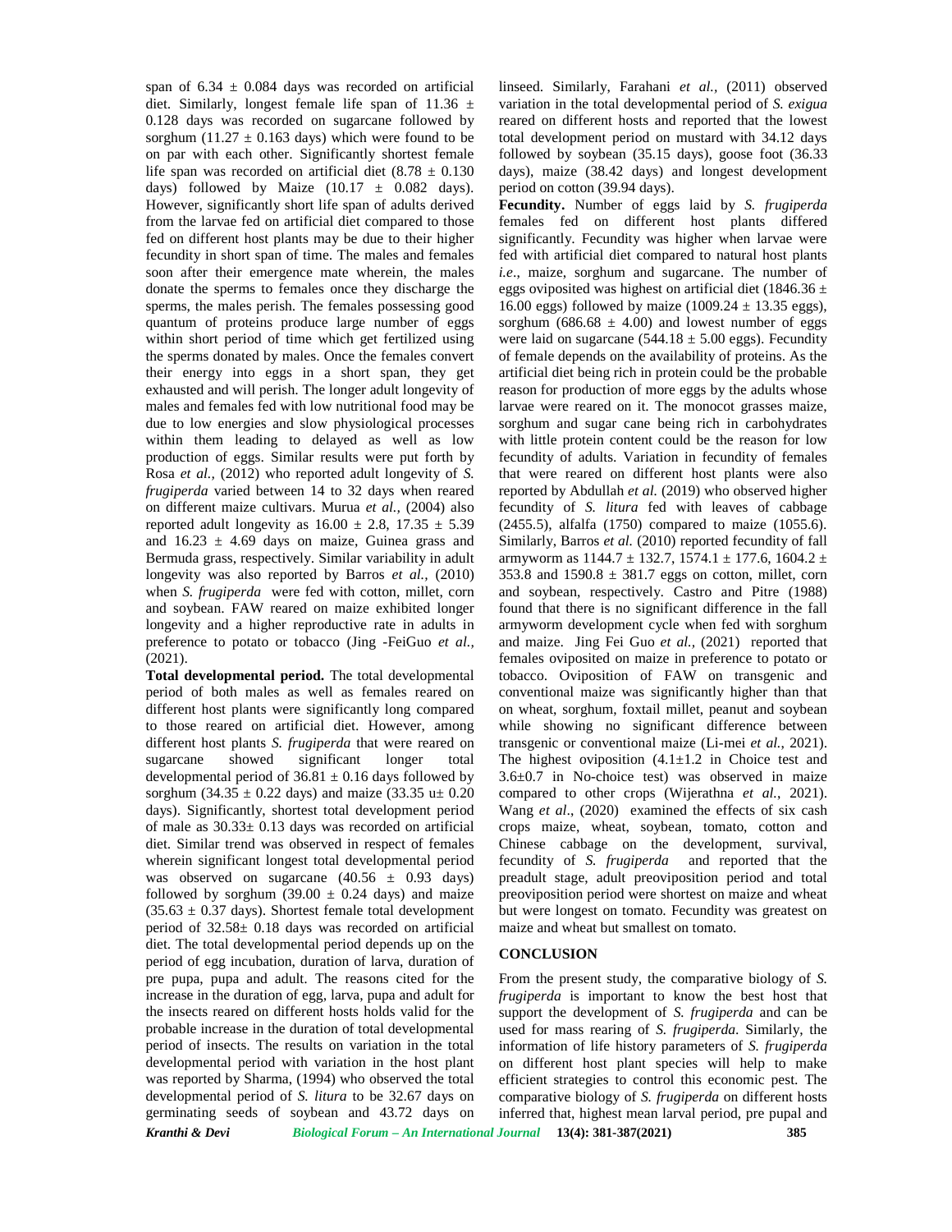span of 6.34 ± 0.084 days was recorded on artificial diet. Similarly, longest female life span of 11.36 ± 0.128 days was recorded on sugarcane followed by sorghum (11.27 ± 0.163 days) which were found to be on par with each other. Significantly shortest female life span was recorded on artificial diet (8.78 ± 0.130 days) followed by Maize (10.17 ± 0.082 days). However, significantly short life span of adults derived from the larvae fed on artificial diet compared to those fed on different host plants may be due to their higher fecundity in short span of time. The males and females soon after their emergence mate wherein, the males donate the sperms to females once they discharge the sperms, the males perish. The females possessing good quantum of proteins produce large number of eggs within short period of time which get fertilized using the sperms donated by males. Once the females convert their energy into eggs in a short span, they get exhausted and will perish. The longer adult longevity of males and females fed with low nutritional food may be due to low energies and slow physiological processes within them leading to delayed as well as low production of eggs. Similar results were put forth by Rosa *et al.,* (2012) who reported adult longevity of *S. frugiperda* varied between 14 to 32 days when reared on different maize cultivars. Murua *et al.,* (2004) also reported adult longevity as 16.00 ± 2.8, 17.35 ± 5.39 and 16.23 ± 4.69 days on maize, Guinea grass and Bermuda grass, respectively. Similar variability in adult longevity was also reported by Barros *et al.,* (2010) when *S. frugiperda* were fed with cotton, millet, corn and soybean. FAW reared on maize exhibited longer longevity and a higher reproductive rate in adults in preference to potato or tobacco (Jing -FeiGuo *et al.,* (2021).

**Total developmental period.** The total developmental period of both males as well as females reared on different host plants were significantly long compared to those reared on artificial diet. However, among different host plants *S. frugiperda* that were reared on sugarcane showed significant longer total developmental period of 36.81 ± 0.16 days followed by sorghum (34.35 ± 0.22 days) and maize (33.35 u± 0.20 days). Significantly, shortest total development period of male as 30.33± 0.13 days was recorded on artificial diet. Similar trend was observed in respect of females wherein significant longest total developmental period was observed on sugarcane (40.56 ± 0.93 days) followed by sorghum (39.00 ± 0.24 days) and maize (35.63 ± 0.37 days). Shortest female total development period of 32.58± 0.18 days was recorded on artificial diet. The total developmental period depends up on the period of egg incubation, duration of larva, duration of pre pupa, pupa and adult. The reasons cited for the increase in the duration of egg, larva, pupa and adult for the insects reared on different hosts holds valid for the probable increase in the duration of total developmental period of insects. The results on variation in the total developmental period with variation in the host plant was reported by Sharma, (1994) who observed the total developmental period of *S. litura* to be 32.67 days on germinating seeds of soybean and 43.72 days on linseed. Similarly, Farahani *et al.,* (2011) observed variation in the total developmental period of *S. exigua* reared on different hosts and reported that the lowest total development period on mustard with 34.12 days followed by soybean (35.15 days), goose foot (36.33 days), maize (38.42 days) and longest development period on cotton (39.94 days).

**Fecundity.** Number of eggs laid by *S. frugiperda* females fed on different host plants differed significantly. Fecundity was higher when larvae were fed with artificial diet compared to natural host plants *i.e*., maize, sorghum and sugarcane. The number of eggs oviposited was highest on artificial diet (1846.36 ± 16.00 eggs) followed by maize (1009.24 ± 13.35 eggs), sorghum (686.68 ± 4.00) and lowest number of eggs were laid on sugarcane (544.18 ± 5.00 eggs). Fecundity of female depends on the availability of proteins. As the artificial diet being rich in protein could be the probable reason for production of more eggs by the adults whose larvae were reared on it. The monocot grasses maize, sorghum and sugar cane being rich in carbohydrates with little protein content could be the reason for low fecundity of adults. Variation in fecundity of females that were reared on different host plants were also reported by Abdullah *et al.* (2019) who observed higher fecundity of *S. litura* fed with leaves of cabbage (2455.5), alfalfa (1750) compared to maize (1055.6). Similarly, Barros *et al.* (2010) reported fecundity of fall armyworm as 1144.7 ± 132.7, 1574.1 ± 177.6, 1604.2 ± 353.8 and 1590.8 ± 381.7 eggs on cotton, millet, corn and soybean, respectively. Castro and Pitre (1988) found that there is no significant difference in the fall armyworm development cycle when fed with sorghum and maize. Jing Fei Guo *et al.,* (2021) reported that females oviposited on maize in preference to potato or tobacco. Oviposition of FAW on transgenic and conventional maize was significantly higher than that on wheat, sorghum, foxtail millet, peanut and soybean while showing no significant difference between transgenic or conventional maize (Li-mei *et al.,* 2021). The highest oviposition (4.1±1.2 in Choice test and 3.6±0.7 in No-choice test) was observed in maize compared to other crops (Wijerathna *et al.,* 2021). Wang *et al*., (2020) examined the effects of six cash crops maize, wheat, soybean, tomato, cotton and Chinese cabbage on the development, survival, fecundity of *S. frugiperda* and reported that the preadult stage, adult preoviposition period and total preoviposition period were shortest on maize and wheat but were longest on tomato. Fecundity was greatest on maize and wheat but smallest on tomato.

## CONCLUSION

From the present study, the comparative biology of *S. frugiperda* is important to know the best host that support the development of *S. frugiperda* and can be used for mass rearing of *S. frugiperda*. Similarly, the information of life history parameters of *S. frugiperda* on different host plant species will help to make efficient strategies to control this economic pest. The comparative biology of *S. frugiperda* on different hosts inferred that, highest mean larval period, pre pupal and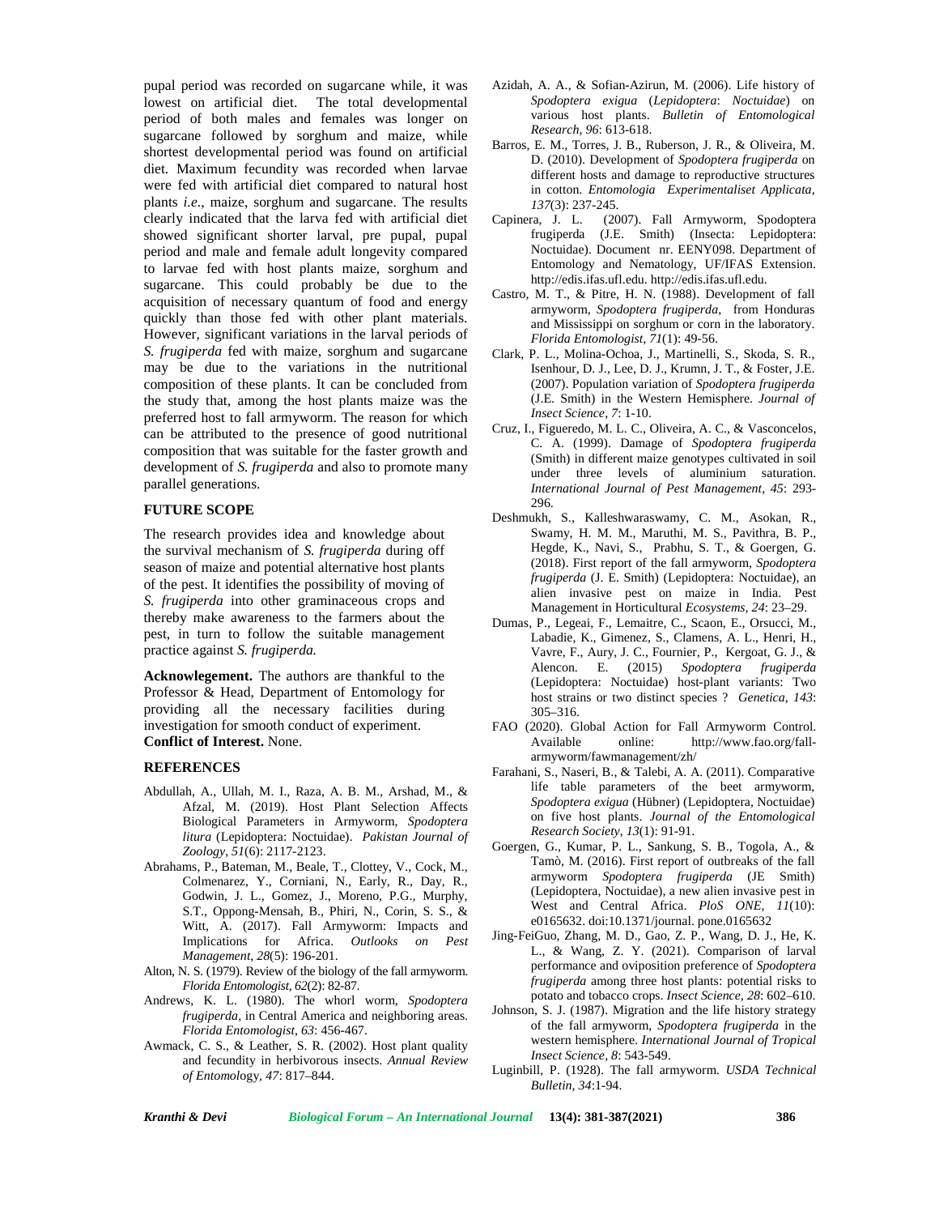pupal period was recorded on sugarcane while, it was lowest on artificial diet. The total developmental period of both males and females was longer on sugarcane followed by sorghum and maize, while shortest developmental period was found on artificial diet. Maximum fecundity was recorded when larvae were fed with artificial diet compared to natural host plants *i.e*., maize, sorghum and sugarcane. The results clearly indicated that the larva fed with artificial diet showed significant shorter larval, pre pupal, pupal period and male and female adult longevity compared to larvae fed with host plants maize, sorghum and sugarcane. This could probably be due to the acquisition of necessary quantum of food and energy quickly than those fed with other plant materials. However, significant variations in the larval periods of *S. frugiperda* fed with maize, sorghum and sugarcane may be due to the variations in the nutritional composition of these plants. It can be concluded from the study that, among the host plants maize was the preferred host to fall armyworm. The reason for which can be attributed to the presence of good nutritional composition that was suitable for the faster growth and development of *S. frugiperda* and also to promote many parallel generations.

## FUTURE SCOPE

The research provides idea and knowledge about the survival mechanism of *S. frugiperda* during off season of maize and potential alternative host plants of the pest. It identifies the possibility of moving of *S. frugiperda* into other graminaceous crops and thereby make awareness to the farmers about the pest, in turn to follow the suitable management practice against *S. frugiperda.*

**Acknowlegement.** The authors are thankful to the Professor & Head, Department of Entomology for providing all the necessary facilities during investigation for smooth conduct of experiment.
**Conflict of Interest.** None.

## REFERENCES

Abdullah, A., Ullah, M. I., Raza, A. B. M., Arshad, M., & Afzal, M. (2019). Host Plant Selection Affects Biological Parameters in Armyworm, *Spodoptera litura* (Lepidoptera: Noctuidae). *Pakistan Journal of Zoology*, *51*(6): 2117-2123.

Abrahams, P., Bateman, M., Beale, T., Clottey, V., Cock, M., Colmenarez, Y., Corniani, N., Early, R., Day, R., Godwin, J. L., Gomez, J., Moreno, P.G., Murphy, S.T., Oppong-Mensah, B., Phiri, N., Corin, S. S., & Witt, A. (2017). Fall Armyworm: Impacts and Implications for Africa. *Outlooks on Pest Management*, *28*(5): 196-201.

Alton, N. S. (1979). Review of the biology of the fall armyworm. *Florida Entomologist*, *62*(2): 82-87.

Andrews, K. L. (1980). The whorl worm, *Spodoptera frugiperda*, in Central America and neighboring areas. *Florida Entomologist*, *63*: 456-467.

Awmack, C. S., & Leather, S. R. (2002). Host plant quality and fecundity in herbivorous insects. *Annual Review of Entomology*, *47*: 817–844.

Azidah, A. A., & Sofian-Azirun, M. (2006). Life history of *Spodoptera exigua* (*Lepidoptera*: *Noctuidae*) on various host plants. *Bulletin of Entomological Research, 96*: 613-618.

Barros, E. M., Torres, J. B., Ruberson, J. R., & Oliveira, M. D. (2010). Development of *Spodoptera frugiperda* on different hosts and damage to reproductive structures in cotton. *Entomologia Experimentaliset Applicata, 137*(3): 237-245.

Capinera, J. L. (2007). Fall Armyworm, Spodoptera frugiperda (J.E. Smith) (Insecta: Lepidoptera: Noctuidae). Document nr. EENY098. Department of Entomology and Nematology, UF/IFAS Extension. http://edis.ifas.ufl.edu. http://edis.ifas.ufl.edu.

Castro, M. T., & Pitre, H. N. (1988). Development of fall armyworm, *Spodoptera frugiperda,* from Honduras and Mississippi on sorghum or corn in the laboratory. *Florida Entomologist, 71*(1): 49-56.

Clark, P. L., Molina-Ochoa, J., Martinelli, S., Skoda, S. R., Isenhour, D. J., Lee, D. J., Krumn, J. T., & Foster, J.E. (2007). Population variation of *Spodoptera frugiperda* (J.E. Smith) in the Western Hemisphere. *Journal of Insect Science*, *7*: 1-10.

Cruz, I., Figueredo, M. L. C., Oliveira, A. C., & Vasconcelos, C. A. (1999). Damage of *Spodoptera frugiperda* (Smith) in different maize genotypes cultivated in soil under three levels of aluminium saturation. *International Journal of Pest Management*, *45*: 293-296.

Deshmukh, S., Kalleshwaraswamy, C. M., Asokan, R., Swamy, H. M. M., Maruthi, M. S., Pavithra, B. P., Hegde, K., Navi, S., Prabhu, S. T., & Goergen, G. (2018). First report of the fall armyworm, *Spodoptera frugiperda* (J. E. Smith) (Lepidoptera: Noctuidae), an alien invasive pest on maize in India. Pest Management in Horticultural *Ecosystems*, *24*: 23–29.

Dumas, P., Legeai, F., Lemaitre, C., Scaon, E., Orsucci, M., Labadie, K., Gimenez, S., Clamens, A. L., Henri, H., Vavre, F., Aury, J. C., Fournier, P., Kergoat, G. J., & Alencon. E. (2015) *Spodoptera frugiperda* (Lepidoptera: Noctuidae) host-plant variants: Two host strains or two distinct species ? *Genetica*, *143*: 305–316.

FAO (2020). Global Action for Fall Armyworm Control. Available online: http://www.fao.org/fall-armyworm/fawmanagement/zh/

Farahani, S., Naseri, B., & Talebi, A. A. (2011). Comparative life table parameters of the beet armyworm, *Spodoptera exigua* (Hübner) (Lepidoptera, Noctuidae) on five host plants. *Journal of the Entomological Research Society*, *13*(1): 91-91.

Goergen, G., Kumar, P. L., Sankung, S. B., Togola, A., & Tamò, M. (2016). First report of outbreaks of the fall armyworm *Spodoptera frugiperda* (JE Smith) (Lepidoptera, Noctuidae), a new alien invasive pest in West and Central Africa. *PloS ONE, 11*(10): e0165632. doi:10.1371/journal. pone.0165632

Jing-FeiGuo, Zhang, M. D., Gao, Z. P., Wang, D. J., He, K. L., & Wang, Z. Y. (2021). Comparison of larval performance and oviposition preference of *Spodoptera frugiperda* among three host plants: potential risks to potato and tobacco crops. *Insect Science, 28*: 602–610.

Johnson, S. J. (1987). Migration and the life history strategy of the fall armyworm, *Spodoptera frugiperda* in the western hemisphere. *International Journal of Tropical Insect Science*, *8*: 543-549.

Luginbill, P. (1928). The fall armyworm. *USDA Technical Bulletin, 34*:1-94.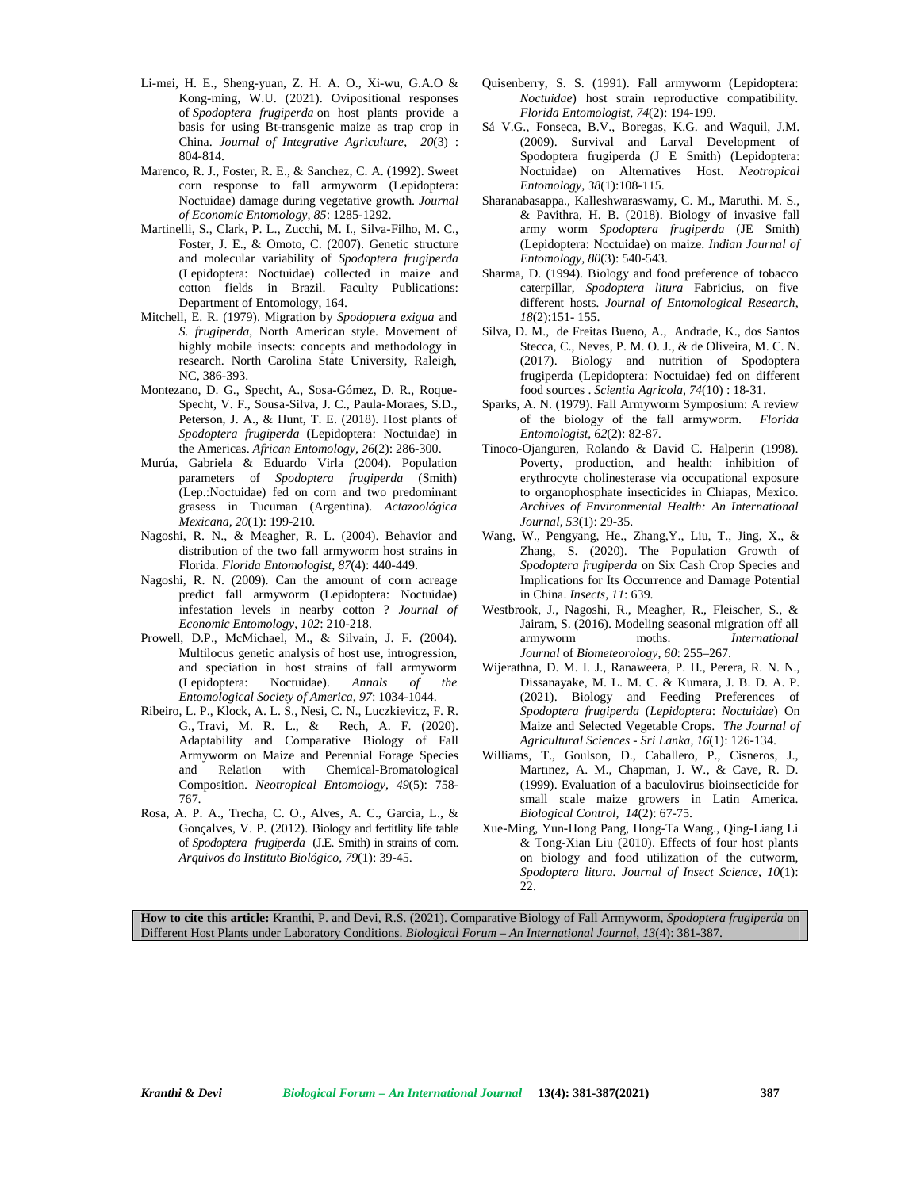Li-mei, H. E., Sheng-yuan, Z. H. A. O., Xi-wu, G.A.O & Kong-ming, W.U. (2021). Ovipositional responses of *Spodoptera frugiperda* on host plants provide a basis for using Bt-transgenic maize as trap crop in China. *Journal of Integrative Agriculture*, *20*(3) : 804-814.

Marenco, R. J., Foster, R. E., & Sanchez, C. A. (1992). Sweet corn response to fall armyworm (Lepidoptera: Noctuidae) damage during vegetative growth. *Journal of Economic Entomology*, *85*: 1285-1292.

Martinelli, S., Clark, P. L., Zucchi, M. I., Silva-Filho, M. C., Foster, J. E., & Omoto, C. (2007). Genetic structure and molecular variability of *Spodoptera frugiperda* (Lepidoptera: Noctuidae) collected in maize and cotton fields in Brazil. Faculty Publications: Department of Entomology, 164.

Mitchell, E. R. (1979). Migration by *Spodoptera exigua* and *S. frugiperda*, North American style. Movement of highly mobile insects: concepts and methodology in research. North Carolina State University, Raleigh, NC, 386-393.

Montezano, D. G., Specht, A., Sosa-Gómez, D. R., Roque-Specht, V. F., Sousa-Silva, J. C., Paula-Moraes, S.D., Peterson, J. A., & Hunt, T. E. (2018). Host plants of *Spodoptera frugiperda* (Lepidoptera: Noctuidae) in the Americas. *African Entomology*, *26*(2): 286-300.

Murúa, Gabriela & Eduardo Virla (2004). Population parameters of *Spodoptera frugiperda* (Smith) (Lep.:Noctuidae) fed on corn and two predominant grasess in Tucuman (Argentina). *Actazoológica Mexicana*, *20*(1): 199-210.

Nagoshi, R. N., & Meagher, R. L. (2004). Behavior and distribution of the two fall armyworm host strains in Florida. *Florida Entomologist*, *87*(4): 440-449.

Nagoshi, R. N. (2009). Can the amount of corn acreage predict fall armyworm (Lepidoptera: Noctuidae) infestation levels in nearby cotton ? *Journal of Economic Entomology*, *102*: 210-218.

Prowell, D.P., McMichael, M., & Silvain, J. F. (2004). Multilocus genetic analysis of host use, introgression, and speciation in host strains of fall armyworm (Lepidoptera: Noctuidae). *Annals of the Entomological Society of America*, *97*: 1034-1044.

Ribeiro, L. P., Klock, A. L. S., Nesi, C. N., Luczkievicz, F. R. G., Travi, M. R. L., & Rech, A. F. (2020). Adaptability and Comparative Biology of Fall Armyworm on Maize and Perennial Forage Species and Relation with Chemical-Bromatological Composition. *Neotropical Entomology*, *49*(5): 758-767.

Rosa, A. P. A., Trecha, C. O., Alves, A. C., Garcia, L., & Gonçalves, V. P. (2012). Biology and fertitlity life table of *Spodoptera frugiperda* (J.E. Smith) in strains of corn. *Arquivos do Instituto Biológico*, *79*(1): 39-45.

Quisenberry, S. S. (1991). Fall armyworm (Lepidoptera: *Noctuidae*) host strain reproductive compatibility. *Florida Entomologist*, *74*(2): 194-199.

Sá V.G., Fonseca, B.V., Boregas, K.G. and Waquil, J.M. (2009). Survival and Larval Development of Spodoptera frugiperda (J E Smith) (Lepidoptera: Noctuidae) on Alternatives Host. *Neotropical Entomology*, *38*(1):108-115.

Sharanabasappa., Kalleshwaraswamy, C. M., Maruthi. M. S., & Pavithra, H. B. (2018). Biology of invasive fall army worm *Spodoptera frugiperda* (JE Smith) (Lepidoptera: Noctuidae) on maize. *Indian Journal of Entomology*, *80*(3): 540-543.

Sharma, D. (1994). Biology and food preference of tobacco caterpillar, *Spodoptera litura* Fabricius, on five different hosts. *Journal of Entomological Research*, *18*(2):151- 155.

Silva, D. M., de Freitas Bueno, A., Andrade, K., dos Santos Stecca, C., Neves, P. M. O. J., & de Oliveira, M. C. N. (2017). Biology and nutrition of Spodoptera frugiperda (Lepidoptera: Noctuidae) fed on different food sources . *Scientia Agricola*, *74*(10) : 18-31.

Sparks, A. N. (1979). Fall Armyworm Symposium: A review of the biology of the fall armyworm. *Florida Entomologist*, *62*(2): 82-87.

Tinoco-Ojanguren, Rolando & David C. Halperin (1998). Poverty, production, and health: inhibition of erythrocyte cholinesterase via occupational exposure to organophosphate insecticides in Chiapas, Mexico. *Archives of Environmental Health: An International Journal*, *53*(1): 29-35.

Wang, W., Pengyang, He., Zhang,Y., Liu, T., Jing, X., & Zhang, S. (2020). The Population Growth of *Spodoptera frugiperda* on Six Cash Crop Species and Implications for Its Occurrence and Damage Potential in China. *Insects*, *11*: 639.

Westbrook, J., Nagoshi, R., Meagher, R., Fleischer, S., & Jairam, S. (2016). Modeling seasonal migration off all armyworm moths. *International Journal* of *Biometeorology*, *60*: 255–267.

Wijerathna, D. M. I. J., Ranaweera, P. H., Perera, R. N. N., Dissanayake, M. L. M. C. & Kumara, J. B. D. A. P. (2021). Biology and Feeding Preferences of *Spodoptera frugiperda* (*Lepidoptera*: *Noctuidae*) On Maize and Selected Vegetable Crops. *The Journal of Agricultural Sciences - Sri Lanka*, *16*(1): 126-134.

Williams, T., Goulson, D., Caballero, P., Cisneros, J., Martınez, A. M., Chapman, J. W., & Cave, R. D. (1999). Evaluation of a baculovirus bioinsecticide for small scale maize growers in Latin America. *Biological Control*, *14*(2): 67-75.

Xue-Ming, Yun-Hong Pang, Hong-Ta Wang., Qing-Liang Li & Tong-Xian Liu (2010). Effects of four host plants on biology and food utilization of the cutworm, *Spodoptera litura. Journal of Insect Science*, *10*(1): 22.

**How to cite this article:** Kranthi, P. and Devi, R.S. (2021). Comparative Biology of Fall Armyworm, *Spodoptera frugiperda* on Different Host Plants under Laboratory Conditions. *Biological Forum – An International Journal*, *13*(4): 381-387.